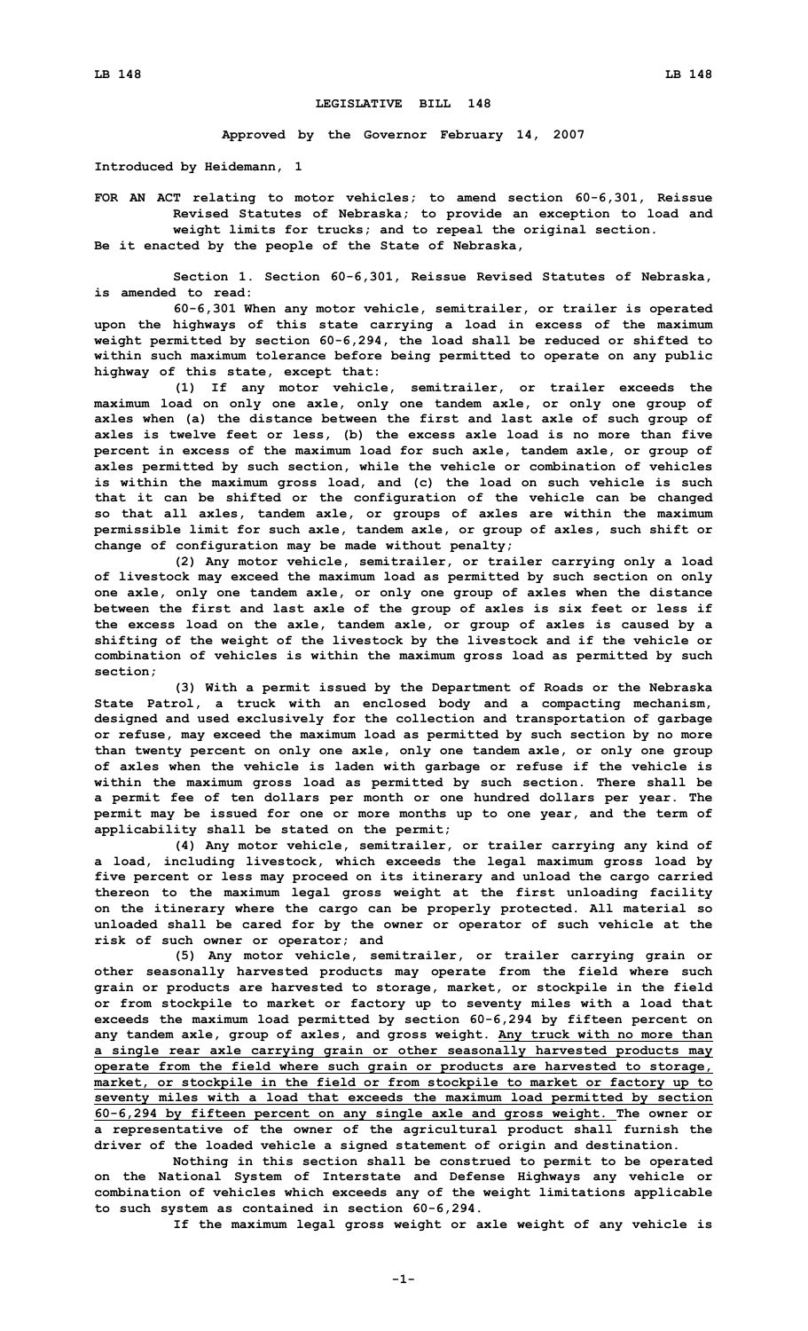# LEGISLATIVE BILL 148

**Approved by the Governor February 14, 2007**

**Introduced by Heidemann, 1**

FOR AN ACT relating to motor vehicles; to amend section 60-6,301, Reissue Revised Statutes of Nebraska; to provide an exception to load and weight limits for trucks; and to repeal the original section.

Be it enacted by the people of the State of Nebraska,

Section 1. Section 60-6,301, Reissue Revised Statutes of Nebraska, is amended to read:

60-6,301 When any motor vehicle, semitrailer, or trailer is operated upon the highways of this state carrying a load in excess of the maximum weight permitted by section 60-6,294, the load shall be reduced or shifted to within such maximum tolerance before being permitted to operate on any public highway of this state, except that:

(1) If any motor vehicle, semitrailer, or trailer exceeds the maximum load on only one axle, only one tandem axle, or only one group of axles when (a) the distance between the first and last axle of such group of axles is twelve feet or less, (b) the excess axle load is no more than five percent in excess of the maximum load for such axle, tandem axle, or group of axles permitted by such section, while the vehicle or combination of vehicles is within the maximum gross load, and (c) the load on such vehicle is such that it can be shifted or the configuration of the vehicle can be changed so that all axles, tandem axle, or groups of axles are within the maximum permissible limit for such axle, tandem axle, or group of axles, such shift or change of configuration may be made without penalty;

(2) Any motor vehicle, semitrailer, or trailer carrying only a load of livestock may exceed the maximum load as permitted by such section on only one axle, only one tandem axle, or only one group of axles when the distance between the first and last axle of the group of axles is six feet or less if the excess load on the axle, tandem axle, or group of axles is caused by a shifting of the weight of the livestock by the livestock and if the vehicle or combination of vehicles is within the maximum gross load as permitted by such section;

(3) With a permit issued by the Department of Roads or the Nebraska State Patrol, a truck with an enclosed body and a compacting mechanism, designed and used exclusively for the collection and transportation of garbage or refuse, may exceed the maximum load as permitted by such section by no more than twenty percent on only one axle, only one tandem axle, or only one group of axles when the vehicle is laden with garbage or refuse if the vehicle is within the maximum gross load as permitted by such section. There shall be a permit fee of ten dollars per month or one hundred dollars per year. The permit may be issued for one or more months up to one year, and the term of applicability shall be stated on the permit;

(4) Any motor vehicle, semitrailer, or trailer carrying any kind of a load, including livestock, which exceeds the legal maximum gross load by five percent or less may proceed on its itinerary and unload the cargo carried thereon to the maximum legal gross weight at the first unloading facility on the itinerary where the cargo can be properly protected. All material so unloaded shall be cared for by the owner or operator of such vehicle at the risk of such owner or operator; and

(5) Any motor vehicle, semitrailer, or trailer carrying grain or other seasonally harvested products may operate from the field where such grain or products are harvested to storage, market, or stockpile in the field or from stockpile to market or factory up to seventy miles with a load that exceeds the maximum load permitted by section 60-6,294 by fifteen percent on any tandem axle, group of axles, and gross weight. <u>Any truck with no more than a single rear axle carrying grain or other seasonally harvested products may operate from the field where such grain or products are harvested to storage, market, or stockpile in the field or from stockpile to market or factory up to seventy miles with a load that exceeds the maximum load permitted by section 60-6,294 by fifteen percent on any single axle and gross weight.</u> The owner or a representative of the owner of the agricultural product shall furnish the driver of the loaded vehicle a signed statement of origin and destination.

Nothing in this section shall be construed to permit to be operated on the National System of Interstate and Defense Highways any vehicle or combination of vehicles which exceeds any of the weight limitations applicable to such system as contained in section 60-6,294.

If the maximum legal gross weight or axle weight of any vehicle is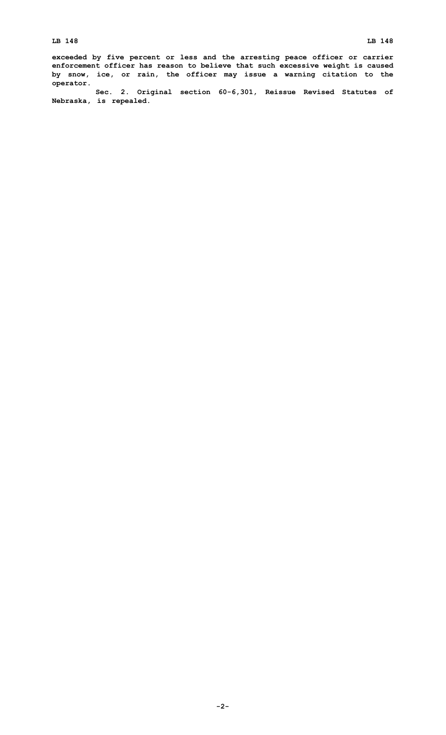**exceeded by five percent or less and the arresting peace officer or carrier enforcement officer has reason to believe that such excessive weight is caused by snow, ice, or rain, the officer may issue a warning citation to the operator.**

**Sec. 2. Original section 60-6,301, Reissue Revised Statutes of Nebraska, is repealed.**